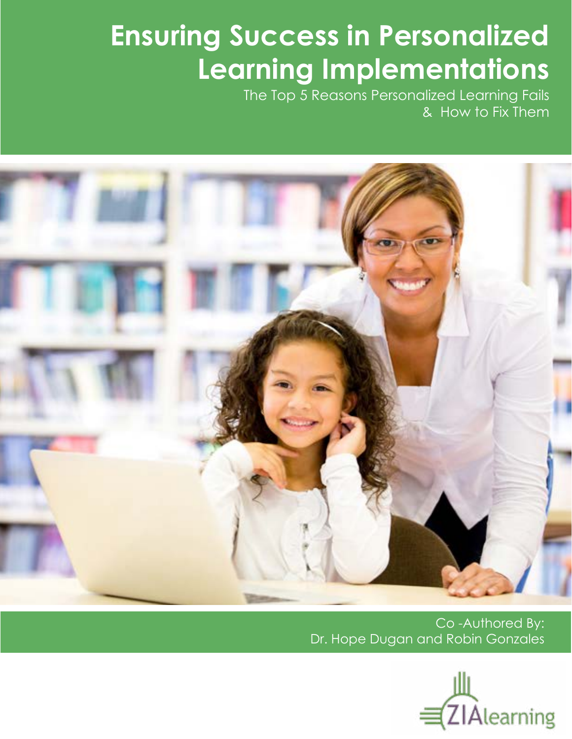# Ensuring Success in Personalized Learning Implementations

The Top 5 Reasons Personalized Learning Fails
& How to Fix Them

Co -Authored By:
Dr. Hope Dugan and Robin Gonzales

ZIAlearning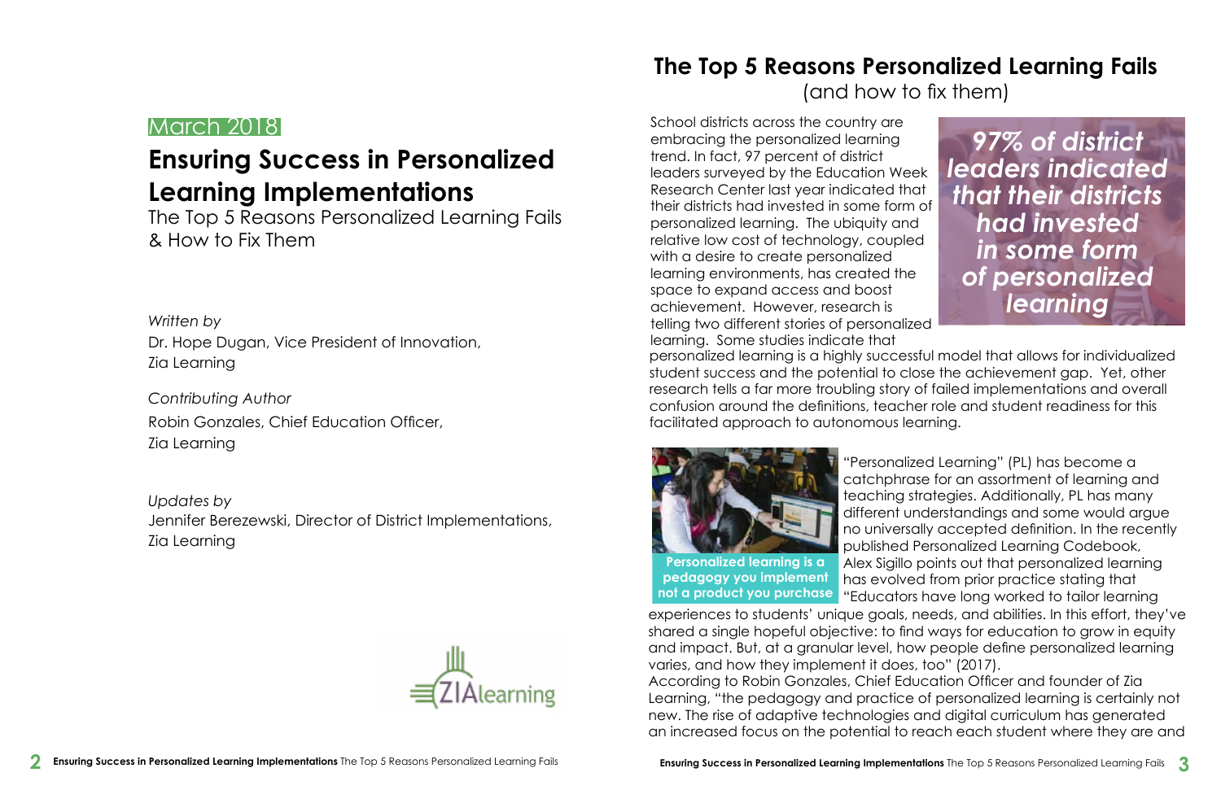March 2018

# Ensuring Success in Personalized Learning Implementations

The Top 5 Reasons Personalized Learning Fails & How to Fix Them

*Written by*
Dr. Hope Dugan, Vice President of Innovation, Zia Learning

*Contributing Author*
Robin Gonzales, Chief Education Officer, Zia Learning

*Updates by*
Jennifer Berezewski, Director of District Implementations, Zia Learning

ZIAlearning

## The Top 5 Reasons Personalized Learning Fails
(and how to fix them)

School districts across the country are embracing the personalized learning trend. In fact, 97 percent of district leaders surveyed by the Education Week Research Center last year indicated that their districts had invested in some form of personalized learning. The ubiquity and relative low cost of technology, coupled with a desire to create personalized learning environments, has created the space to expand access and boost achievement. However, research is telling two different stories of personalized learning. Some studies indicate that personalized learning is a highly successful model that allows for individualized student success and the potential to close the achievement gap. Yet, other research tells a far more troubling story of failed implementations and overall confusion around the definitions, teacher role and student readiness for this facilitated approach to autonomous learning.

***97% of district leaders indicated that their districts had invested in some form of personalized learning***

**Personalized learning is a pedagogy you implement not a product you purchase**

"Personalized Learning" (PL) has become a catchphrase for an assortment of learning and teaching strategies. Additionally, PL has many different understandings and some would argue no universally accepted definition. In the recently published Personalized Learning Codebook, Alex Sigillo points out that personalized learning has evolved from prior practice stating that "Educators have long worked to tailor learning experiences to students' unique goals, needs, and abilities. In this effort, they've shared a single hopeful objective: to find ways for education to grow in equity and impact. But, at a granular level, how people define personalized learning varies, and how they implement it does, too" (2017).

According to Robin Gonzales, Chief Education Officer and founder of Zia Learning, "the pedagogy and practice of personalized learning is certainly not new. The rise of adaptive technologies and digital curriculum has generated an increased focus on the potential to reach each student where they are and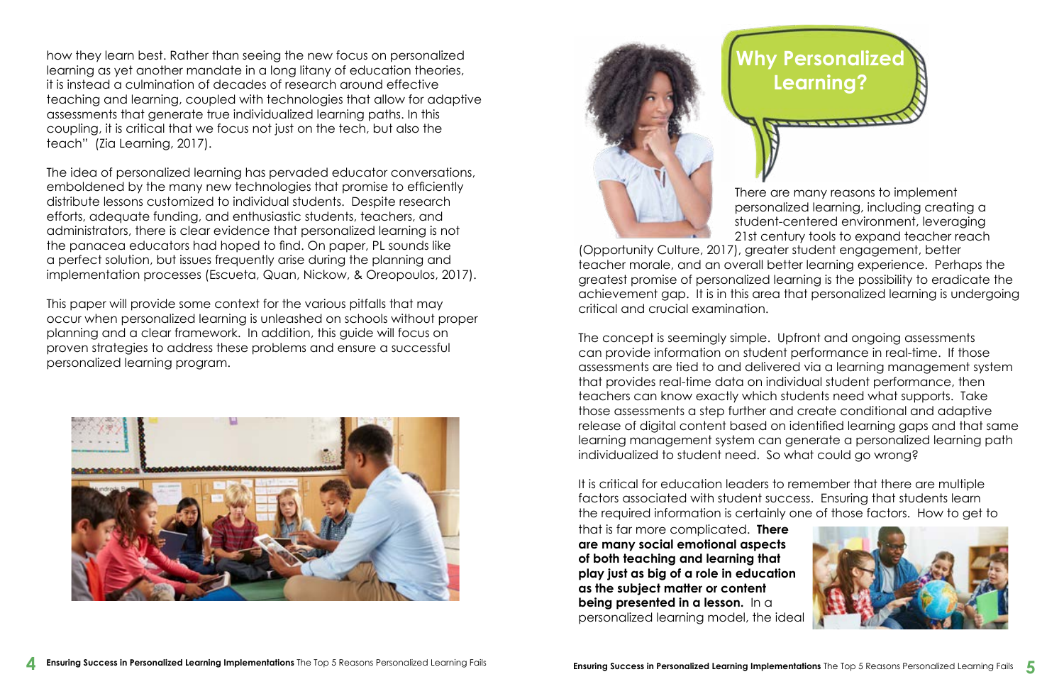how they learn best. Rather than seeing the new focus on personalized learning as yet another mandate in a long litany of education theories, it is instead a culmination of decades of research around effective teaching and learning, coupled with technologies that allow for adaptive assessments that generate true individualized learning paths. In this coupling, it is critical that we focus not just on the tech, but also the teach" (Zia Learning, 2017).

The idea of personalized learning has pervaded educator conversations, emboldened by the many new technologies that promise to efficiently distribute lessons customized to individual students. Despite research efforts, adequate funding, and enthusiastic students, teachers, and administrators, there is clear evidence that personalized learning is not the panacea educators had hoped to find. On paper, PL sounds like a perfect solution, but issues frequently arise during the planning and implementation processes (Escueta, Quan, Nickow, & Oreopoulos, 2017).

This paper will provide some context for the various pitfalls that may occur when personalized learning is unleashed on schools without proper planning and a clear framework. In addition, this guide will focus on proven strategies to address these problems and ensure a successful personalized learning program.

## Why Personalized Learning?

There are many reasons to implement personalized learning, including creating a student-centered environment, leveraging 21st century tools to expand teacher reach (Opportunity Culture, 2017), greater student engagement, better teacher morale, and an overall better learning experience. Perhaps the greatest promise of personalized learning is the possibility to eradicate the achievement gap. It is in this area that personalized learning is undergoing critical and crucial examination.

The concept is seemingly simple. Upfront and ongoing assessments can provide information on student performance in real-time. If those assessments are tied to and delivered via a learning management system that provides real-time data on individual student performance, then teachers can know exactly which students need what supports. Take those assessments a step further and create conditional and adaptive release of digital content based on identified learning gaps and that same learning management system can generate a personalized learning path individualized to student need. So what could go wrong?

It is critical for education leaders to remember that there are multiple factors associated with student success. Ensuring that students learn the required information is certainly one of those factors. How to get to that is far more complicated. **There are many social emotional aspects of both teaching and learning that play just as big of a role in education as the subject matter or content being presented in a lesson.** In a personalized learning model, the ideal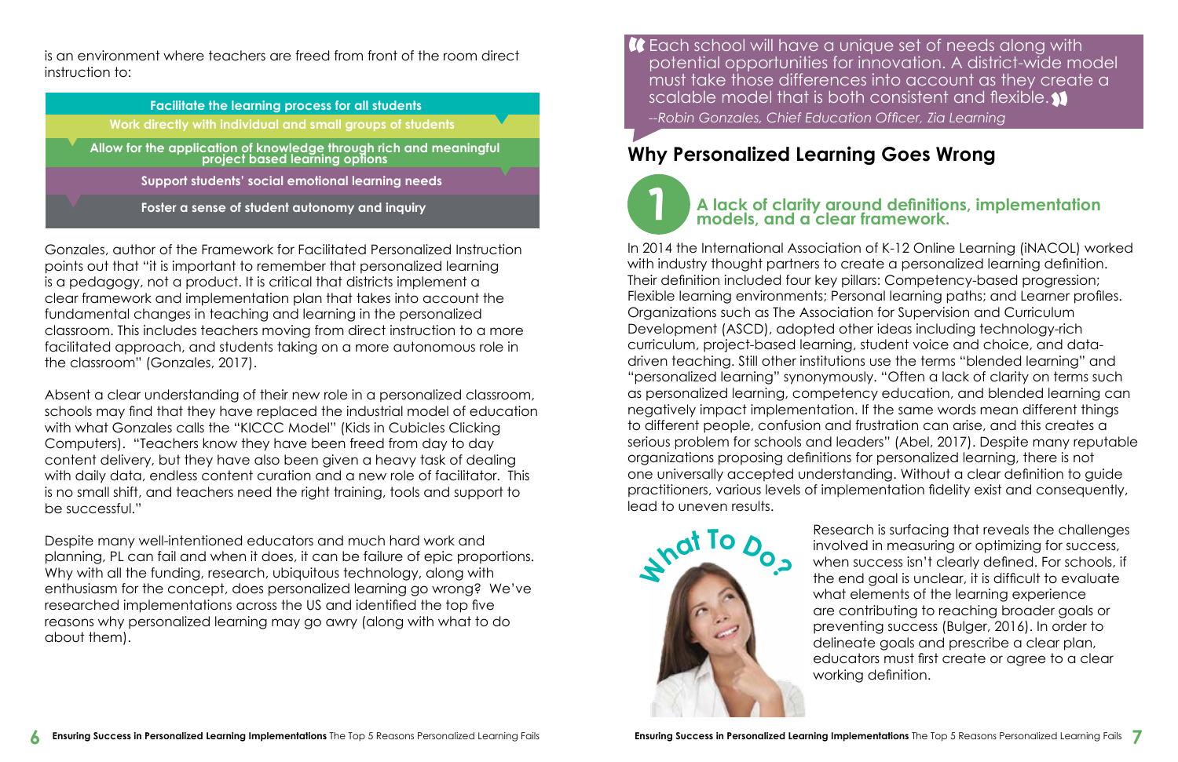is an environment where teachers are freed from front of the room direct instruction to:

- Facilitate the learning process for all students
- Work directly with individual and small groups of students
- Allow for the application of knowledge through rich and meaningful project based learning options
- Support students' social emotional learning needs
- Foster a sense of student autonomy and inquiry

Gonzales, author of the Framework for Facilitated Personalized Instruction points out that "it is important to remember that personalized learning is a pedagogy, not a product. It is critical that districts implement a clear framework and implementation plan that takes into account the fundamental changes in teaching and learning in the personalized classroom. This includes teachers moving from direct instruction to a more facilitated approach, and students taking on a more autonomous role in the classroom" (Gonzales, 2017).

Absent a clear understanding of their new role in a personalized classroom, schools may find that they have replaced the industrial model of education with what Gonzales calls the "KICCC Model" (Kids in Cubicles Clicking Computers). "Teachers know they have been freed from day to day content delivery, but they have also been given a heavy task of dealing with daily data, endless content curation and a new role of facilitator. This is no small shift, and teachers need the right training, tools and support to be successful."

Despite many well-intentioned educators and much hard work and planning, PL can fail and when it does, it can be failure of epic proportions. Why with all the funding, research, ubiquitous technology, along with enthusiasm for the concept, does personalized learning go wrong? We've researched implementations across the US and identified the top five reasons why personalized learning may go awry (along with what to do about them).

> "Each school will have a unique set of needs along with potential opportunities for innovation. A district-wide model must take those differences into account as they create a scalable model that is both consistent and flexible."
>
> *--Robin Gonzales, Chief Education Officer, Zia Learning*

## Why Personalized Learning Goes Wrong

### 1 A lack of clarity around definitions, implementation models, and a clear framework.

In 2014 the International Association of K-12 Online Learning (iNACOL) worked with industry thought partners to create a personalized learning definition. Their definition included four key pillars: Competency-based progression; Flexible learning environments; Personal learning paths; and Learner profiles. Organizations such as The Association for Supervision and Curriculum Development (ASCD), adopted other ideas including technology-rich curriculum, project-based learning, student voice and choice, and data-driven teaching. Still other institutions use the terms "blended learning" and "personalized learning" synonymously. "Often a lack of clarity on terms such as personalized learning, competency education, and blended learning can negatively impact implementation. If the same words mean different things to different people, confusion and frustration can arise, and this creates a serious problem for schools and leaders" (Abel, 2017). Despite many reputable organizations proposing definitions for personalized learning, there is not one universally accepted understanding. Without a clear definition to guide practitioners, various levels of implementation fidelity exist and consequently, lead to uneven results.

**What To Do?**

Research is surfacing that reveals the challenges involved in measuring or optimizing for success, when success isn't clearly defined. For schools, if the end goal is unclear, it is difficult to evaluate what elements of the learning experience are contributing to reaching broader goals or preventing success (Bulger, 2016). In order to delineate goals and prescribe a clear plan, educators must first create or agree to a clear working definition.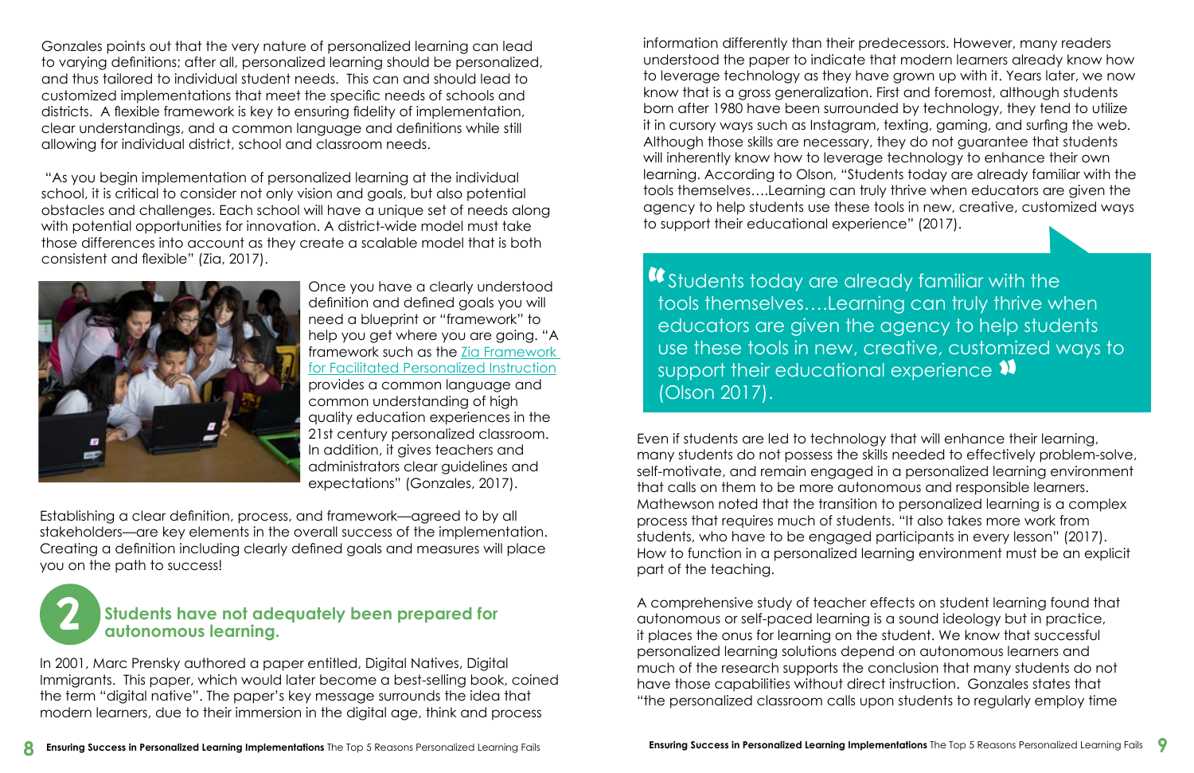Gonzales points out that the very nature of personalized learning can lead to varying definitions; after all, personalized learning should be personalized, and thus tailored to individual student needs. This can and should lead to customized implementations that meet the specific needs of schools and districts. A flexible framework is key to ensuring fidelity of implementation, clear understandings, and a common language and definitions while still allowing for individual district, school and classroom needs.

"As you begin implementation of personalized learning at the individual school, it is critical to consider not only vision and goals, but also potential obstacles and challenges. Each school will have a unique set of needs along with potential opportunities for innovation. A district-wide model must take those differences into account as they create a scalable model that is both consistent and flexible" (Zia, 2017).

Once you have a clearly understood definition and defined goals you will need a blueprint or "framework" to help you get where you are going. "A framework such as the [Zia Framework for Facilitated Personalized Instruction] provides a common language and common understanding of high quality education experiences in the 21st century personalized classroom. In addition, it gives teachers and administrators clear guidelines and expectations" (Gonzales, 2017).

Establishing a clear definition, process, and framework—agreed to by all stakeholders—are key elements in the overall success of the implementation. Creating a definition including clearly defined goals and measures will place you on the path to success!

## 2 Students have not adequately been prepared for autonomous learning.

In 2001, Marc Prensky authored a paper entitled, Digital Natives, Digital Immigrants. This paper, which would later become a best-selling book, coined the term "digital native". The paper's key message surrounds the idea that modern learners, due to their immersion in the digital age, think and process information differently than their predecessors. However, many readers understood the paper to indicate that modern learners already know how to leverage technology as they have grown up with it. Years later, we now know that is a gross generalization. First and foremost, although students born after 1980 have been surrounded by technology, they tend to utilize it in cursory ways such as Instagram, texting, gaming, and surfing the web. Although those skills are necessary, they do not guarantee that students will inherently know how to leverage technology to enhance their own learning. According to Olson, "Students today are already familiar with the tools themselves….Learning can truly thrive when educators are given the agency to help students use these tools in new, creative, customized ways to support their educational experience" (2017).

> "Students today are already familiar with the tools themselves….Learning can truly thrive when educators are given the agency to help students use these tools in new, creative, customized ways to support their educational experience" (Olson 2017).

Even if students are led to technology that will enhance their learning, many students do not possess the skills needed to effectively problem-solve, self-motivate, and remain engaged in a personalized learning environment that calls on them to be more autonomous and responsible learners. Mathewson noted that the transition to personalized learning is a complex process that requires much of students. "It also takes more work from students, who have to be engaged participants in every lesson" (2017). How to function in a personalized learning environment must be an explicit part of the teaching.

A comprehensive study of teacher effects on student learning found that autonomous or self-paced learning is a sound ideology but in practice, it places the onus for learning on the student. We know that successful personalized learning solutions depend on autonomous learners and much of the research supports the conclusion that many students do not have those capabilities without direct instruction. Gonzales states that "the personalized classroom calls upon students to regularly employ time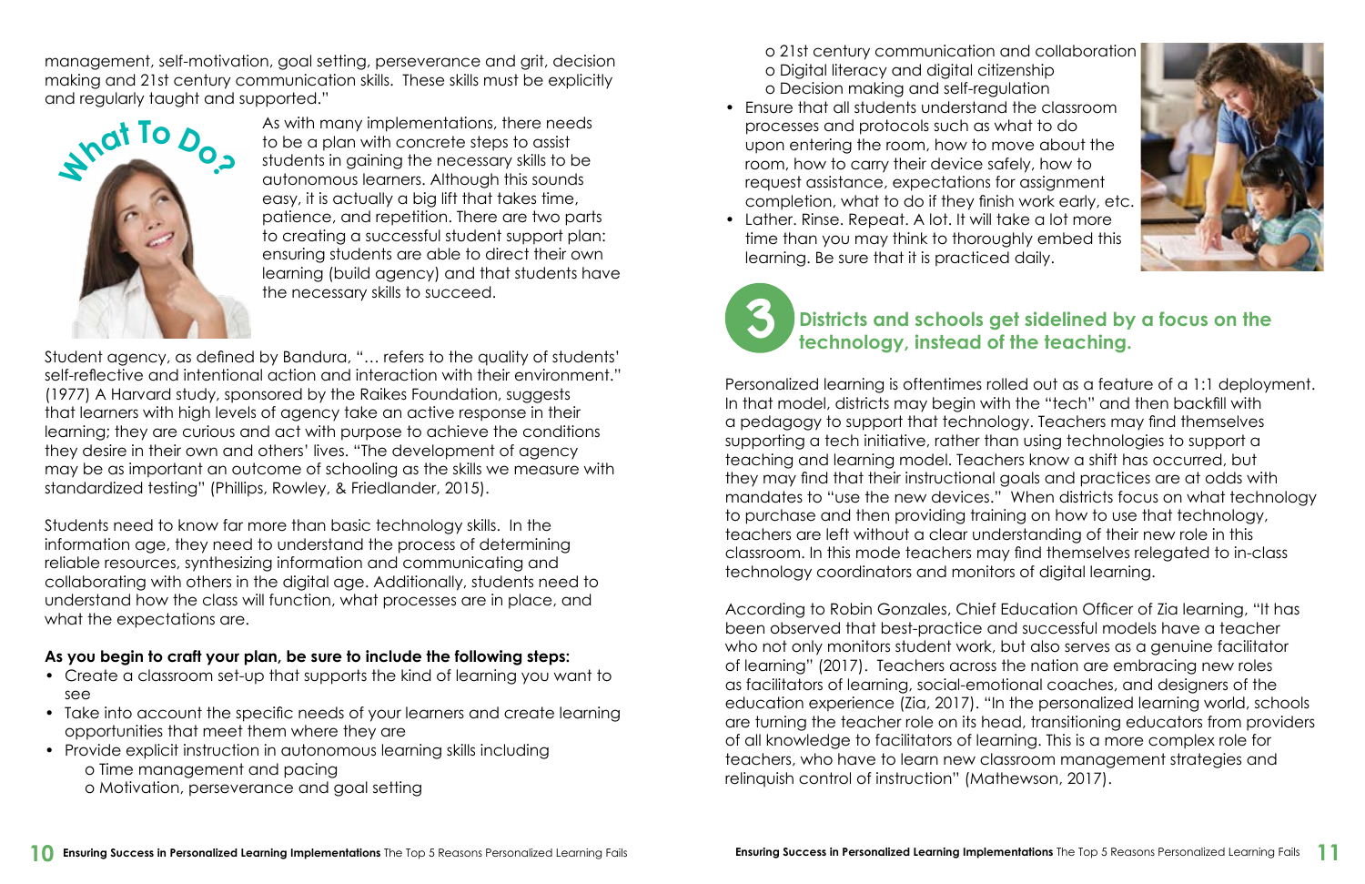management, self-motivation, goal setting, perseverance and grit, decision making and 21st century communication skills. These skills must be explicitly and regularly taught and supported."

## What To Do?

As with many implementations, there needs to be a plan with concrete steps to assist students in gaining the necessary skills to be autonomous learners. Although this sounds easy, it is actually a big lift that takes time, patience, and repetition. There are two parts to creating a successful student support plan: ensuring students are able to direct their own learning (build agency) and that students have the necessary skills to succeed.

Student agency, as defined by Bandura, "… refers to the quality of students' self-reflective and intentional action and interaction with their environment." (1977) A Harvard study, sponsored by the Raikes Foundation, suggests that learners with high levels of agency take an active response in their learning; they are curious and act with purpose to achieve the conditions they desire in their own and others' lives. "The development of agency may be as important an outcome of schooling as the skills we measure with standardized testing" (Phillips, Rowley, & Friedlander, 2015).

Students need to know far more than basic technology skills. In the information age, they need to understand the process of determining reliable resources, synthesizing information and communicating and collaborating with others in the digital age. Additionally, students need to understand how the class will function, what processes are in place, and what the expectations are.

**As you begin to craft your plan, be sure to include the following steps:**

- Create a classroom set-up that supports the kind of learning you want to see
- Take into account the specific needs of your learners and create learning opportunities that meet them where they are
- Provide explicit instruction in autonomous learning skills including
  - Time management and pacing
  - Motivation, perseverance and goal setting
  - 21st century communication and collaboration
  - Digital literacy and digital citizenship
  - Decision making and self-regulation
- Ensure that all students understand the classroom processes and protocols such as what to do upon entering the room, how to move about the room, how to carry their device safely, how to request assistance, expectations for assignment completion, what to do if they finish work early, etc.
- Lather. Rinse. Repeat. A lot. It will take a lot more time than you may think to thoroughly embed this learning. Be sure that it is practiced daily.

## 3 Districts and schools get sidelined by a focus on the technology, instead of the teaching.

Personalized learning is oftentimes rolled out as a feature of a 1:1 deployment. In that model, districts may begin with the "tech" and then backfill with a pedagogy to support that technology. Teachers may find themselves supporting a tech initiative, rather than using technologies to support a teaching and learning model. Teachers know a shift has occurred, but they may find that their instructional goals and practices are at odds with mandates to "use the new devices." When districts focus on what technology to purchase and then providing training on how to use that technology, teachers are left without a clear understanding of their new role in this classroom. In this mode teachers may find themselves relegated to in-class technology coordinators and monitors of digital learning.

According to Robin Gonzales, Chief Education Officer of Zia learning, "It has been observed that best-practice and successful models have a teacher who not only monitors student work, but also serves as a genuine facilitator of learning" (2017). Teachers across the nation are embracing new roles as facilitators of learning, social-emotional coaches, and designers of the education experience (Zia, 2017). "In the personalized learning world, schools are turning the teacher role on its head, transitioning educators from providers of all knowledge to facilitators of learning. This is a more complex role for teachers, who have to learn new classroom management strategies and relinquish control of instruction" (Mathewson, 2017).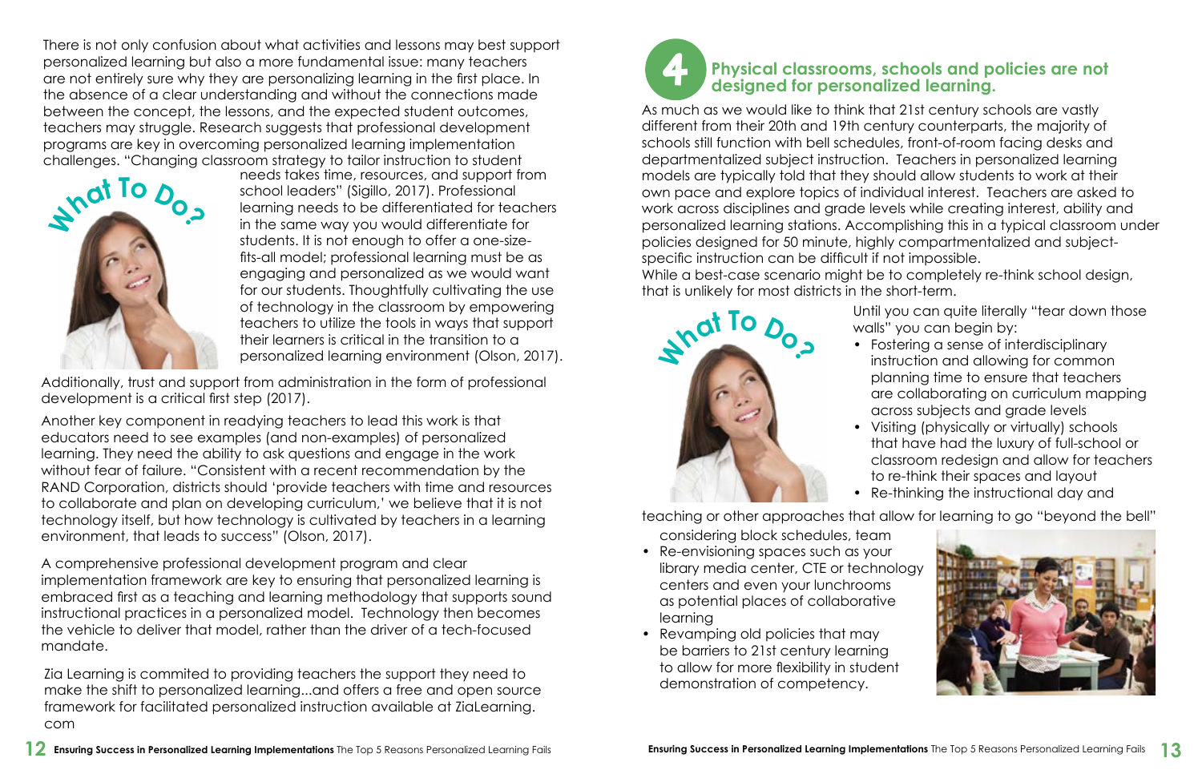There is not only confusion about what activities and lessons may best support personalized learning but also a more fundamental issue: many teachers are not entirely sure why they are personalizing learning in the first place. In the absence of a clear understanding and without the connections made between the concept, the lessons, and the expected student outcomes, teachers may struggle. Research suggests that professional development programs are key in overcoming personalized learning implementation challenges. "Changing classroom strategy to tailor instruction to student needs takes time, resources, and support from school leaders" (Sigillo, 2017). Professional learning needs to be differentiated for teachers in the same way you would differentiate for students. It is not enough to offer a one-size-fits-all model; professional learning must be as engaging and personalized as we would want for our students. Thoughtfully cultivating the use of technology in the classroom by empowering teachers to utilize the tools in ways that support their learners is critical in the transition to a personalized learning environment (Olson, 2017).

**What To Do?**

Additionally, trust and support from administration in the form of professional development is a critical first step (2017).

Another key component in readying teachers to lead this work is that educators need to see examples (and non-examples) of personalized learning. They need the ability to ask questions and engage in the work without fear of failure. "Consistent with a recent recommendation by the RAND Corporation, districts should 'provide teachers with time and resources to collaborate and plan on developing curriculum,' we believe that it is not technology itself, but how technology is cultivated by teachers in a learning environment, that leads to success" (Olson, 2017).

A comprehensive professional development program and clear implementation framework are key to ensuring that personalized learning is embraced first as a teaching and learning methodology that supports sound instructional practices in a personalized model. Technology then becomes the vehicle to deliver that model, rather than the driver of a tech-focused mandate.

Zia Learning is commited to providing teachers the support they need to make the shift to personalized learning...and offers a free and open source framework for facilitated personalized instruction available at ZiaLearning.com

## 4 Physical classrooms, schools and policies are not designed for personalized learning.

As much as we would like to think that 21st century schools are vastly different from their 20th and 19th century counterparts, the majority of schools still function with bell schedules, front-of-room facing desks and departmentalized subject instruction. Teachers in personalized learning models are typically told that they should allow students to work at their own pace and explore topics of individual interest. Teachers are asked to work across disciplines and grade levels while creating interest, ability and personalized learning stations. Accomplishing this in a typical classroom under policies designed for 50 minute, highly compartmentalized and subject-specific instruction can be difficult if not impossible.

While a best-case scenario might be to completely re-think school design, that is unlikely for most districts in the short-term.

**What To Do?**

Until you can quite literally "tear down those walls" you can begin by:

- Fostering a sense of interdisciplinary instruction and allowing for common planning time to ensure that teachers are collaborating on curriculum mapping across subjects and grade levels
- Visiting (physically or virtually) schools that have had the luxury of full-school or classroom redesign and allow for teachers to re-think their spaces and layout
- Re-thinking the instructional day and considering block schedules, team teaching or other approaches that allow for learning to go "beyond the bell"
- Re-envisioning spaces such as your library media center, CTE or technology centers and even your lunchrooms as potential places of collaborative learning
- Revamping old policies that may be barriers to 21st century learning to allow for more flexibility in student demonstration of competency.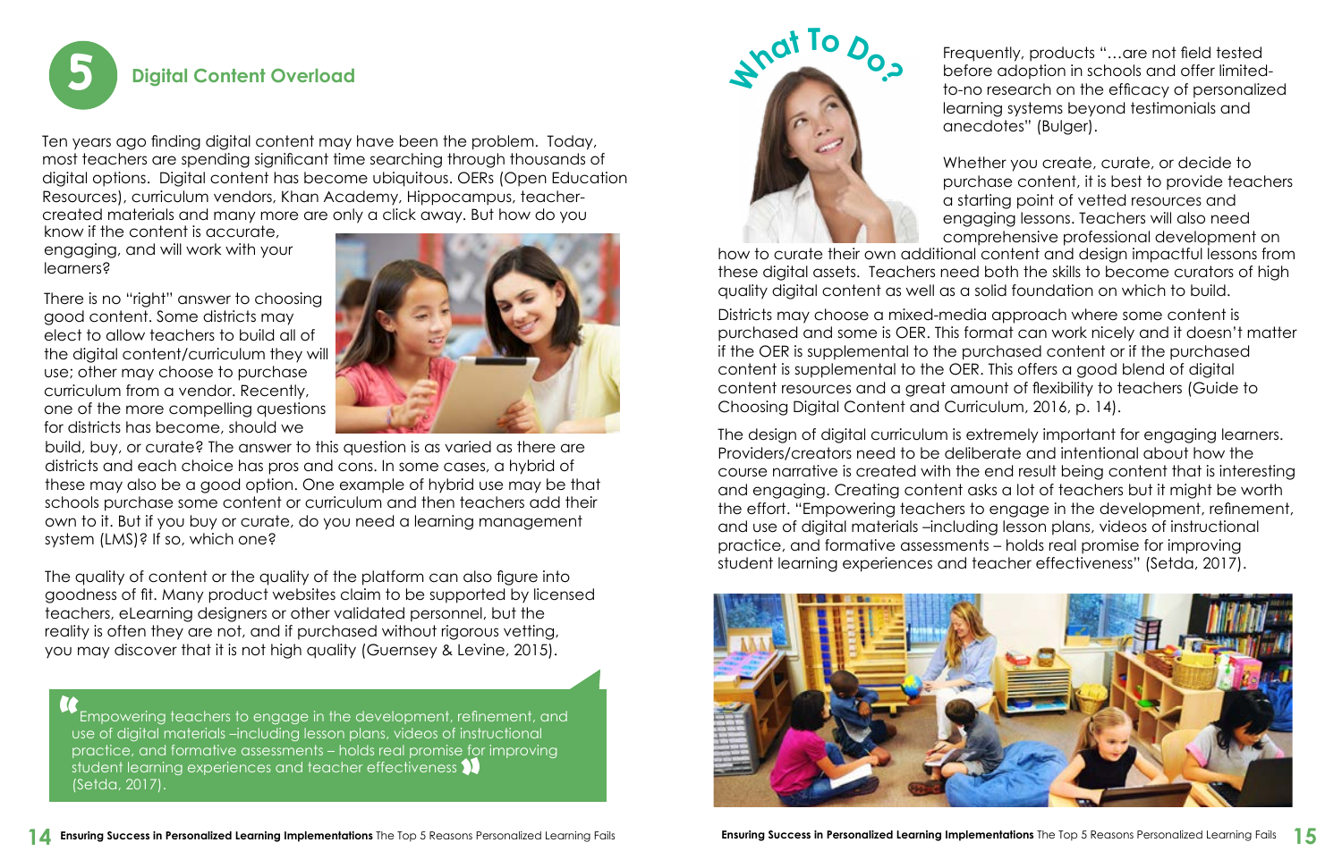## 5 Digital Content Overload

Ten years ago finding digital content may have been the problem. Today, most teachers are spending significant time searching through thousands of digital options. Digital content has become ubiquitous. OERs (Open Education Resources), curriculum vendors, Khan Academy, Hippocampus, teacher-created materials and many more are only a click away. But how do you know if the content is accurate, engaging, and will work with your learners?

There is no "right" answer to choosing good content. Some districts may elect to allow teachers to build all of the digital content/curriculum they will use; other may choose to purchase curriculum from a vendor. Recently, one of the more compelling questions for districts has become, should we build, buy, or curate? The answer to this question is as varied as there are districts and each choice has pros and cons. In some cases, a hybrid of these may also be a good option. One example of hybrid use may be that schools purchase some content or curriculum and then teachers add their own to it. But if you buy or curate, do you need a learning management system (LMS)? If so, which one?

The quality of content or the quality of the platform can also figure into goodness of fit. Many product websites claim to be supported by licensed teachers, eLearning designers or other validated personnel, but the reality is often they are not, and if purchased without rigorous vetting, you may discover that it is not high quality (Guernsey & Levine, 2015).

> "Empowering teachers to engage in the development, refinement, and use of digital materials –including lesson plans, videos of instructional practice, and formative assessments – holds real promise for improving student learning experiences and teacher effectiveness" (Setda, 2017).

### What To Do?

Frequently, products "…are not field tested before adoption in schools and offer limited-to-no research on the efficacy of personalized learning systems beyond testimonials and anecdotes" (Bulger).

Whether you create, curate, or decide to purchase content, it is best to provide teachers a starting point of vetted resources and engaging lessons. Teachers will also need comprehensive professional development on how to curate their own additional content and design impactful lessons from these digital assets. Teachers need both the skills to become curators of high quality digital content as well as a solid foundation on which to build.

Districts may choose a mixed-media approach where some content is purchased and some is OER. This format can work nicely and it doesn't matter if the OER is supplemental to the purchased content or if the purchased content is supplemental to the OER. This offers a good blend of digital content resources and a great amount of flexibility to teachers (Guide to Choosing Digital Content and Curriculum, 2016, p. 14).

The design of digital curriculum is extremely important for engaging learners. Providers/creators need to be deliberate and intentional about how the course narrative is created with the end result being content that is interesting and engaging. Creating content asks a lot of teachers but it might be worth the effort. "Empowering teachers to engage in the development, refinement, and use of digital materials –including lesson plans, videos of instructional practice, and formative assessments – holds real promise for improving student learning experiences and teacher effectiveness" (Setda, 2017).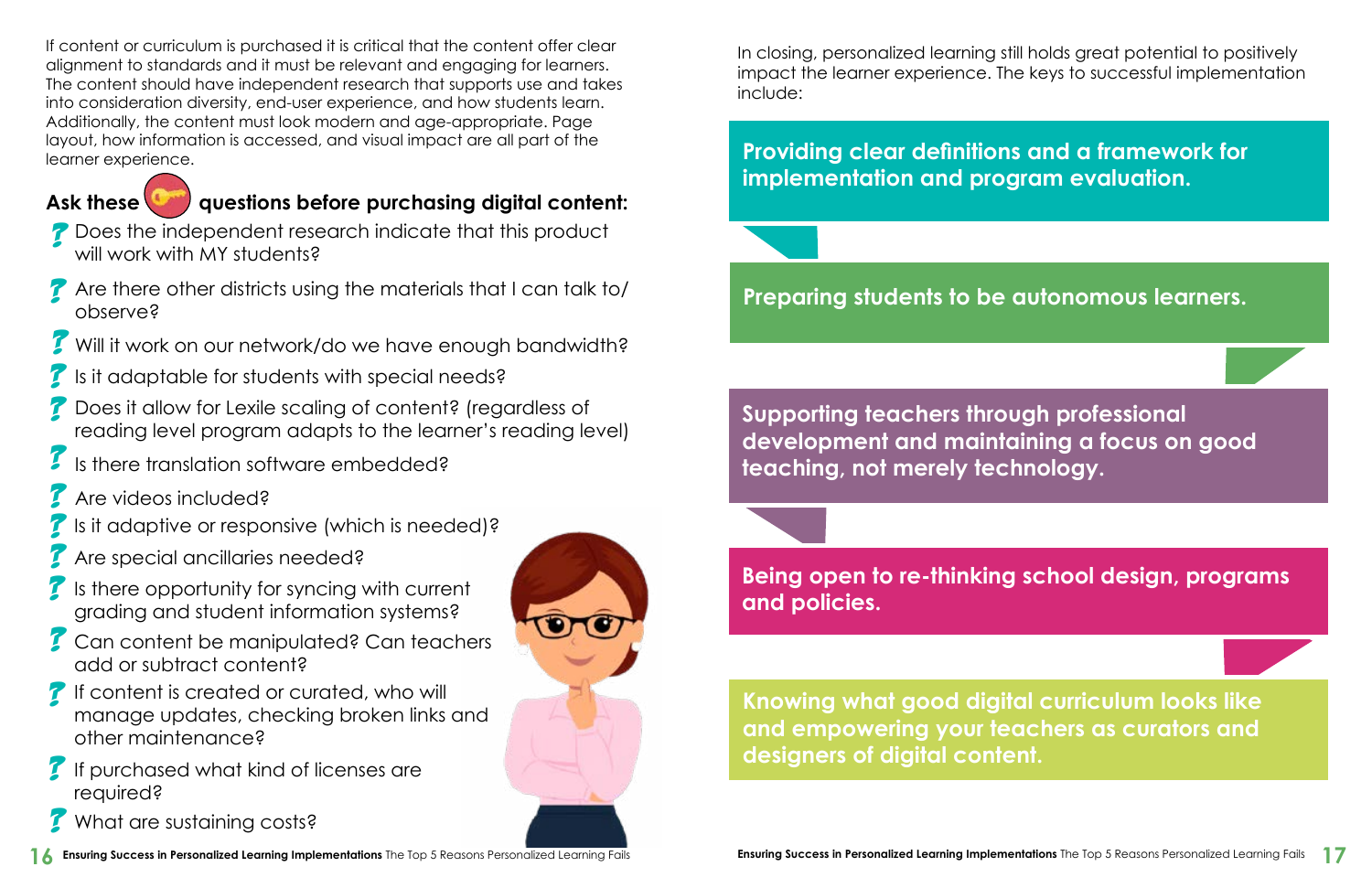If content or curriculum is purchased it is critical that the content offer clear alignment to standards and it must be relevant and engaging for learners. The content should have independent research that supports use and takes into consideration diversity, end-user experience, and how students learn. Additionally, the content must look modern and age-appropriate. Page layout, how information is accessed, and visual impact are all part of the learner experience.

## Ask these questions before purchasing digital content:

- Does the independent research indicate that this product will work with MY students?
- Are there other districts using the materials that I can talk to/observe?
- Will it work on our network/do we have enough bandwidth?
- Is it adaptable for students with special needs?
- Does it allow for Lexile scaling of content? (regardless of reading level program adapts to the learner's reading level)
- Is there translation software embedded?
- Are videos included?
- Is it adaptive or responsive (which is needed)?
- Are special ancillaries needed?
- Is there opportunity for syncing with current grading and student information systems?
- Can content be manipulated? Can teachers add or subtract content?
- If content is created or curated, who will manage updates, checking broken links and other maintenance?
- If purchased what kind of licenses are required?
- What are sustaining costs?

In closing, personalized learning still holds great potential to positively impact the learner experience. The keys to successful implementation include:

**Providing clear definitions and a framework for implementation and program evaluation.**

**Preparing students to be autonomous learners.**

**Supporting teachers through professional development and maintaining a focus on good teaching, not merely technology.**

**Being open to re-thinking school design, programs and policies.**

**Knowing what good digital curriculum looks like and empowering your teachers as curators and designers of digital content.**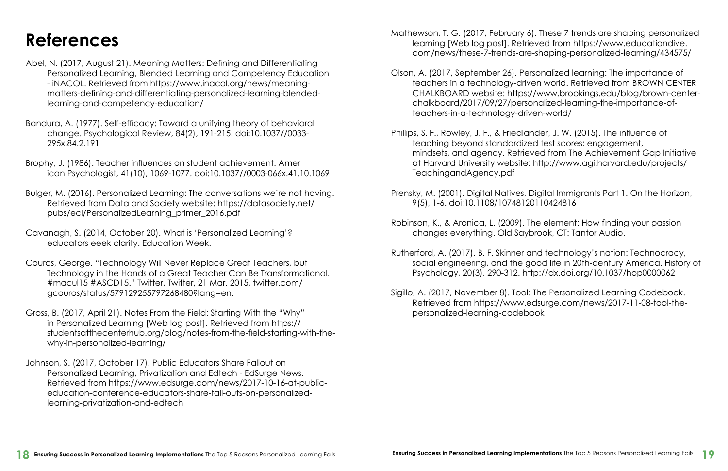# References

Abel, N. (2017, August 21). Meaning Matters: Defining and Differentiating Personalized Learning, Blended Learning and Competency Education - iNACOL. Retrieved from https://www.inacol.org/news/meaning-matters-defining-and-differentiating-personalized-learning-blended-learning-and-competency-education/

Bandura, A. (1977). Self-efficacy: Toward a unifying theory of behavioral change. Psychological Review, 84(2), 191-215. doi:10.1037//0033-295x.84.2.191

Brophy, J. (1986). Teacher influences on student achievement. Amer ican Psychologist, 41(10), 1069-1077. doi:10.1037//0003-066x.41.10.1069

Bulger, M. (2016). Personalized Learning: The conversations we're not having. Retrieved from Data and Society website: https://datasociety.net/pubs/ecl/PersonalizedLearning_primer_2016.pdf

Cavanagh, S. (2014, October 20). What is 'Personalized Learning'? educators eeek clarity. Education Week.

Couros, George. "Technology Will Never Replace Great Teachers, but Technology in the Hands of a Great Teacher Can Be Transformational. #macul15 #ASCD15." Twitter, Twitter, 21 Mar. 2015, twitter.com/gcouros/status/579129255797268480?lang=en.

Gross, B. (2017, April 21). Notes From the Field: Starting With the "Why" in Personalized Learning [Web log post]. Retrieved from https://studentsatthecenterhub.org/blog/notes-from-the-field-starting-with-the-why-in-personalized-learning/

Johnson, S. (2017, October 17). Public Educators Share Fallout on Personalized Learning, Privatization and Edtech - EdSurge News. Retrieved from https://www.edsurge.com/news/2017-10-16-at-public-education-conference-educators-share-fall-outs-on-personalized-learning-privatization-and-edtech

Mathewson, T. G. (2017, February 6). These 7 trends are shaping personalized learning [Web log post]. Retrieved from https://www.educationdive.com/news/these-7-trends-are-shaping-personalized-learning/434575/

Olson, A. (2017, September 26). Personalized learning: The importance of teachers in a technology-driven world. Retrieved from BROWN CENTER CHALKBOARD website: https://www.brookings.edu/blog/brown-center-chalkboard/2017/09/27/personalized-learning-the-importance-of-teachers-in-a-technology-driven-world/

Phillips, S. F., Rowley, J. F., & Friedlander, J. W. (2015). The influence of teaching beyond standardized test scores: engagement, mindsets, and agency. Retrieved from The Achievement Gap Initiative at Harvard University website: http://www.agi.harvard.edu/projects/TeachingandAgency.pdf

Prensky, M. (2001). Digital Natives, Digital Immigrants Part 1. On the Horizon, 9(5), 1-6. doi:10.1108/10748120110424816

Robinson, K., & Aronica, L. (2009). The element: How finding your passion changes everything. Old Saybrook, CT: Tantor Audio.

Rutherford, A. (2017). B. F. Skinner and technology's nation: Technocracy, social engineering, and the good life in 20th-century America. History of Psychology, 20(3), 290-312. http://dx.doi.org/10.1037/hop0000062

Sigillo, A. (2017, November 8). Tool: The Personalized Learning Codebook. Retrieved from https://www.edsurge.com/news/2017-11-08-tool-the-personalized-learning-codebook